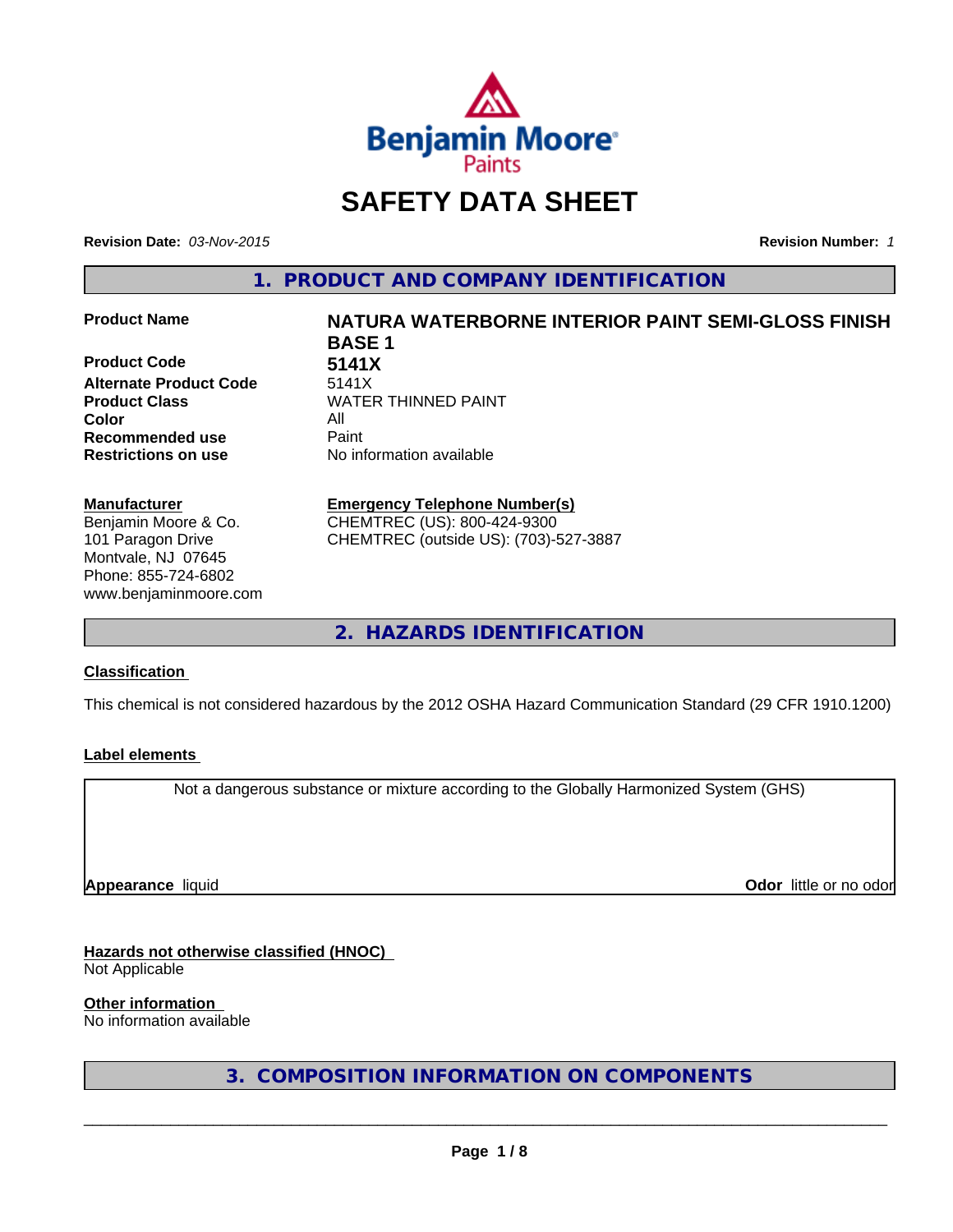Benjamin Moore Paints

# SAFETY DATA SHEET

**Revision Date:** *03-Nov-2015*

**Revision Number:** *1*

## 1. PRODUCT AND COMPANY IDENTIFICATION

| | |
|---|---|
| **Product Name** | **NATURA WATERBORNE INTERIOR PAINT SEMI-GLOSS FINISH BASE 1** |
| **Product Code** | **5141X** |
| **Alternate Product Code** | 5141X |
| **Product Class** | WATER THINNED PAINT |
| **Color** | All |
| **Recommended use** | Paint |
| **Restrictions on use** | No information available |

**Manufacturer**
Benjamin Moore & Co.
101 Paragon Drive
Montvale, NJ 07645
Phone: 855-724-6802
www.benjaminmoore.com

**Emergency Telephone Number(s)**
CHEMTREC (US): 800-424-9300
CHEMTREC (outside US): (703)-527-3887

## 2. HAZARDS IDENTIFICATION

**Classification**

This chemical is not considered hazardous by the 2012 OSHA Hazard Communication Standard (29 CFR 1910.1200)

**Label elements**

Not a dangerous substance or mixture according to the Globally Harmonized System (GHS)

**Appearance** liquid

**Odor** little or no odor

**Hazards not otherwise classified (HNOC)**
Not Applicable

**Other information**
No information available

## 3. COMPOSITION INFORMATION ON COMPONENTS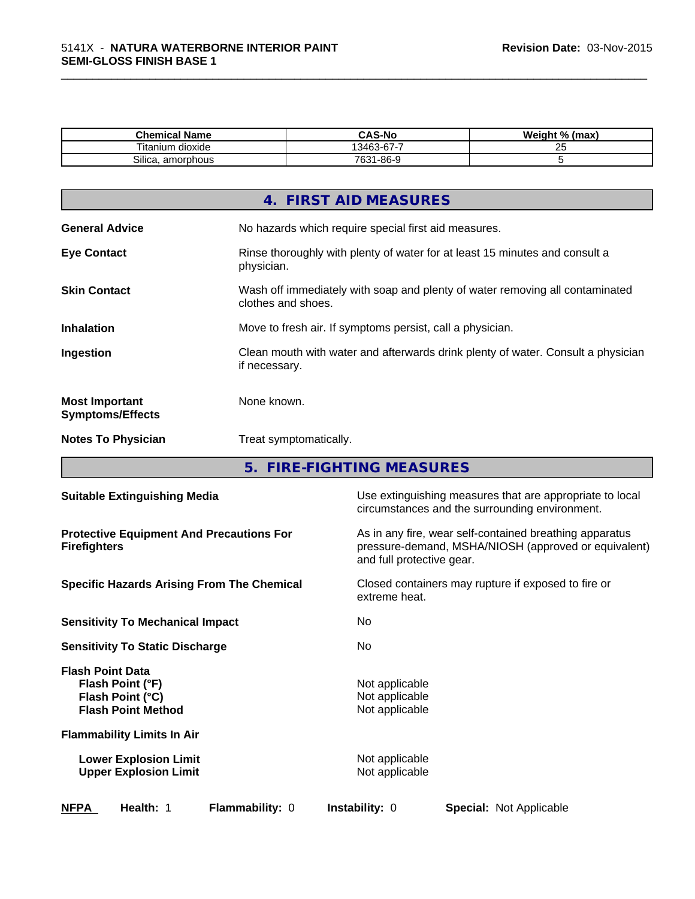| Chemical Name | CAS-No | Weight % (max) |
|---|---|---|
| Titanium dioxide | 13463-67-7 | 25 |
| Silica, amorphous | 7631-86-9 | 5 |

## 4. FIRST AID MEASURES

**General Advice** No hazards which require special first aid measures.

**Eye Contact** Rinse thoroughly with plenty of water for at least 15 minutes and consult a physician.

**Skin Contact** Wash off immediately with soap and plenty of water removing all contaminated clothes and shoes.

**Inhalation** Move to fresh air. If symptoms persist, call a physician.

**Ingestion** Clean mouth with water and afterwards drink plenty of water. Consult a physician if necessary.

**Most Important Symptoms/Effects** None known.

**Notes To Physician** Treat symptomatically.

## 5. FIRE-FIGHTING MEASURES

**Suitable Extinguishing Media** Use extinguishing measures that are appropriate to local circumstances and the surrounding environment.

**Protective Equipment And Precautions For Firefighters** As in any fire, wear self-contained breathing apparatus pressure-demand, MSHA/NIOSH (approved or equivalent) and full protective gear.

**Specific Hazards Arising From The Chemical** Closed containers may rupture if exposed to fire or extreme heat.

**Sensitivity To Mechanical Impact** No

**Sensitivity To Static Discharge** No

**Flash Point Data**
- **Flash Point (°F)** Not applicable
- **Flash Point (°C)** Not applicable
- **Flash Point Method** Not applicable

**Flammability Limits In Air**
- **Lower Explosion Limit** Not applicable
- **Upper Explosion Limit** Not applicable

**NFPA** **Health:** 1 **Flammability:** 0 **Instability:** 0 **Special:** Not Applicable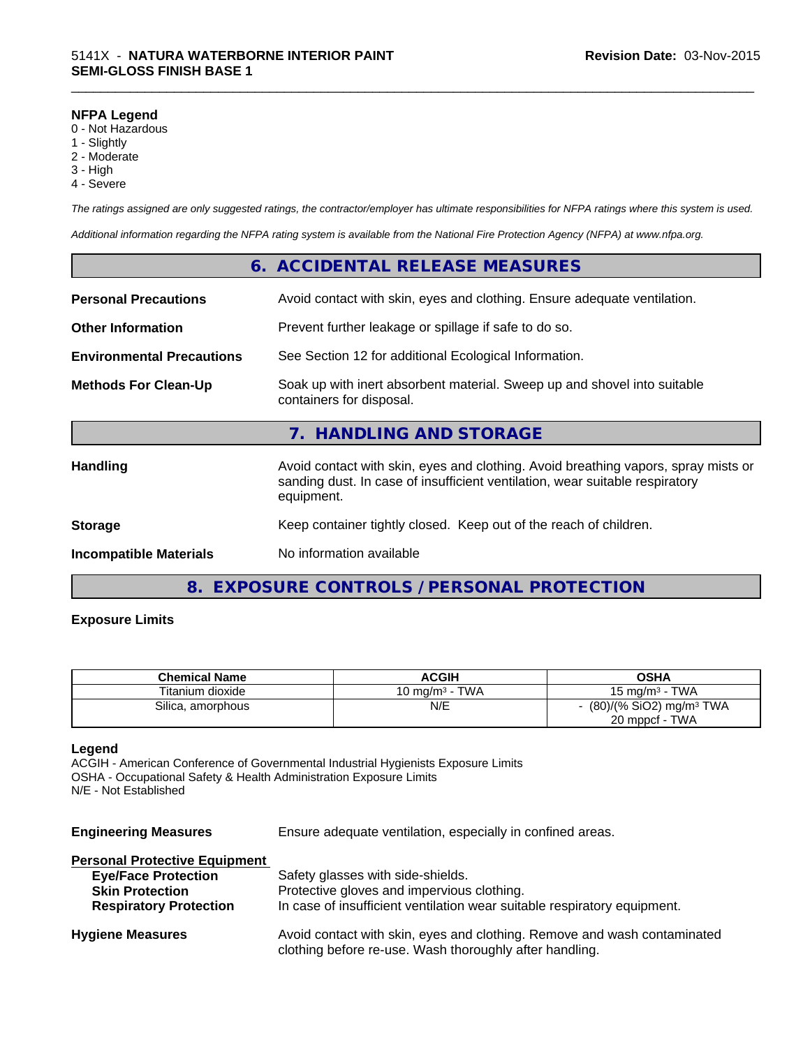**NFPA Legend**
0 - Not Hazardous
1 - Slightly
2 - Moderate
3 - High
4 - Severe

*The ratings assigned are only suggested ratings, the contractor/employer has ultimate responsibilities for NFPA ratings where this system is used.*

*Additional information regarding the NFPA rating system is available from the National Fire Protection Agency (NFPA) at www.nfpa.org.*

## 6. ACCIDENTAL RELEASE MEASURES

**Personal Precautions** — Avoid contact with skin, eyes and clothing. Ensure adequate ventilation.

**Other Information** — Prevent further leakage or spillage if safe to do so.

**Environmental Precautions** — See Section 12 for additional Ecological Information.

**Methods For Clean-Up** — Soak up with inert absorbent material. Sweep up and shovel into suitable containers for disposal.

## 7. HANDLING AND STORAGE

**Handling** — Avoid contact with skin, eyes and clothing. Avoid breathing vapors, spray mists or sanding dust. In case of insufficient ventilation, wear suitable respiratory equipment.

**Storage** — Keep container tightly closed. Keep out of the reach of children.

**Incompatible Materials** — No information available

## 8. EXPOSURE CONTROLS / PERSONAL PROTECTION

**Exposure Limits**

| Chemical Name | ACGIH | OSHA |
|---|---|---|
| Titanium dioxide | 10 mg/m³ - TWA | 15 mg/m³ - TWA |
| Silica, amorphous | N/E | - (80)/(% $SiO_2$) mg/m³ TWA<br>20 mppcf - TWA |

**Legend**
ACGIH - American Conference of Governmental Industrial Hygienists Exposure Limits
OSHA - Occupational Safety & Health Administration Exposure Limits
N/E - Not Established

**Engineering Measures** — Ensure adequate ventilation, especially in confined areas.

**Personal Protective Equipment**
- **Eye/Face Protection** — Safety glasses with side-shields.
- **Skin Protection** — Protective gloves and impervious clothing.
- **Respiratory Protection** — In case of insufficient ventilation wear suitable respiratory equipment.

**Hygiene Measures** — Avoid contact with skin, eyes and clothing. Remove and wash contaminated clothing before re-use. Wash thoroughly after handling.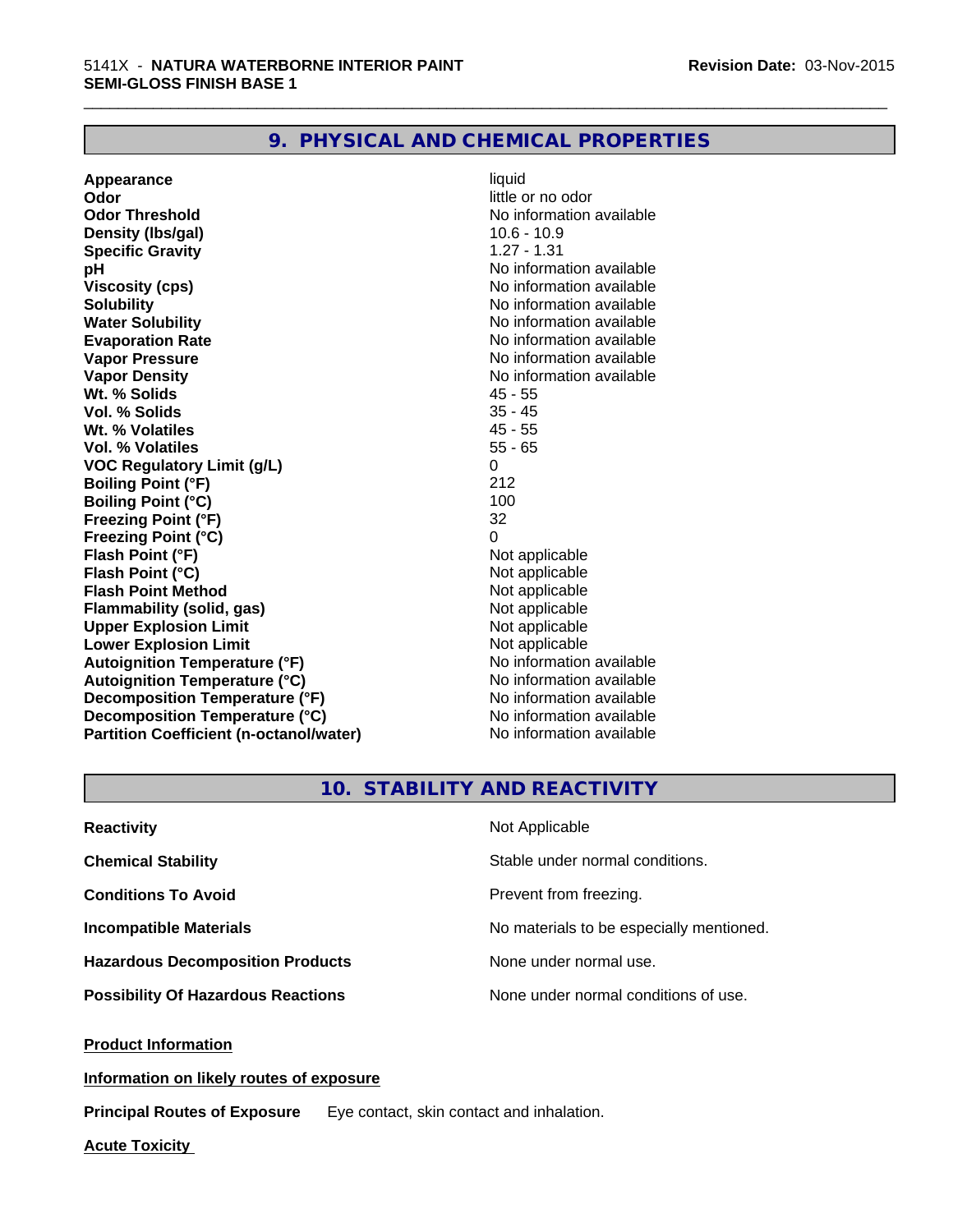## 9. PHYSICAL AND CHEMICAL PROPERTIES

| | |
|---|---|
| **Appearance** | liquid |
| **Odor** | little or no odor |
| **Odor Threshold** | No information available |
| **Density (lbs/gal)** | 10.6 - 10.9 |
| **Specific Gravity** | 1.27 - 1.31 |
| **pH** | No information available |
| **Viscosity (cps)** | No information available |
| **Solubility** | No information available |
| **Water Solubility** | No information available |
| **Evaporation Rate** | No information available |
| **Vapor Pressure** | No information available |
| **Vapor Density** | No information available |
| **Wt. % Solids** | 45 - 55 |
| **Vol. % Solids** | 35 - 45 |
| **Wt. % Volatiles** | 45 - 55 |
| **Vol. % Volatiles** | 55 - 65 |
| **VOC Regulatory Limit (g/L)** | 0 |
| **Boiling Point (°F)** | 212 |
| **Boiling Point (°C)** | 100 |
| **Freezing Point (°F)** | 32 |
| **Freezing Point (°C)** | 0 |
| **Flash Point (°F)** | Not applicable |
| **Flash Point (°C)** | Not applicable |
| **Flash Point Method** | Not applicable |
| **Flammability (solid, gas)** | Not applicable |
| **Upper Explosion Limit** | Not applicable |
| **Lower Explosion Limit** | Not applicable |
| **Autoignition Temperature (°F)** | No information available |
| **Autoignition Temperature (°C)** | No information available |
| **Decomposition Temperature (°F)** | No information available |
| **Decomposition Temperature (°C)** | No information available |
| **Partition Coefficient (n-octanol/water)** | No information available |

## 10. STABILITY AND REACTIVITY

| | |
|---|---|
| **Reactivity** | Not Applicable |
| **Chemical Stability** | Stable under normal conditions. |
| **Conditions To Avoid** | Prevent from freezing. |
| **Incompatible Materials** | No materials to be especially mentioned. |
| **Hazardous Decomposition Products** | None under normal use. |
| **Possibility Of Hazardous Reactions** | None under normal conditions of use. |

**Product Information**

**Information on likely routes of exposure**

**Principal Routes of Exposure** Eye contact, skin contact and inhalation.

**Acute Toxicity**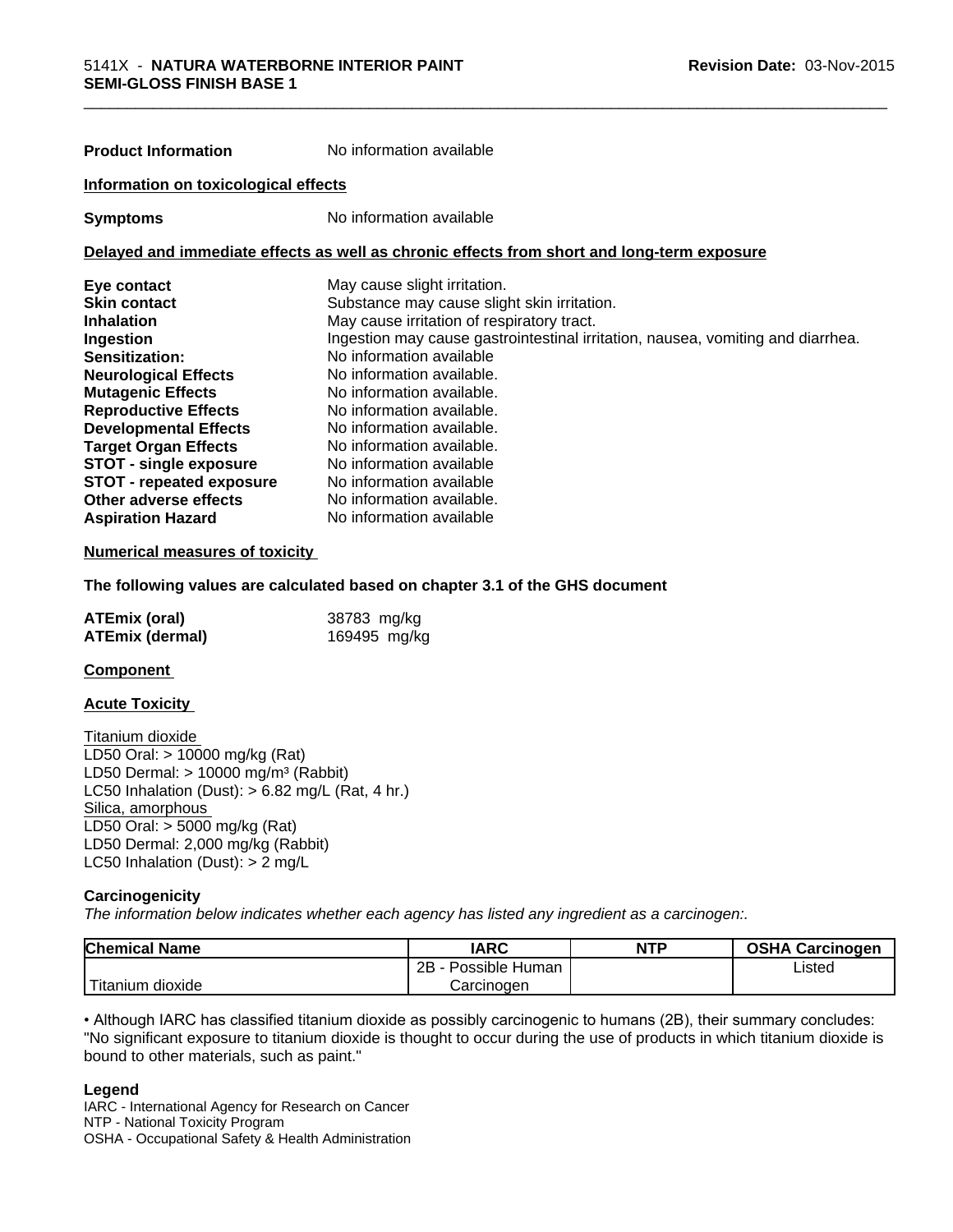**Product Information** No information available

**Information on toxicological effects**

**Symptoms** No information available

**Delayed and immediate effects as well as chronic effects from short and long-term exposure**

| | |
|---|---|
| **Eye contact** | May cause slight irritation. |
| **Skin contact** | Substance may cause slight skin irritation. |
| **Inhalation** | May cause irritation of respiratory tract. |
| **Ingestion** | Ingestion may cause gastrointestinal irritation, nausea, vomiting and diarrhea. |
| **Sensitization:** | No information available |
| **Neurological Effects** | No information available. |
| **Mutagenic Effects** | No information available. |
| **Reproductive Effects** | No information available. |
| **Developmental Effects** | No information available. |
| **Target Organ Effects** | No information available. |
| **STOT - single exposure** | No information available |
| **STOT - repeated exposure** | No information available |
| **Other adverse effects** | No information available. |
| **Aspiration Hazard** | No information available |

**Numerical measures of toxicity**

**The following values are calculated based on chapter 3.1 of the GHS document**

| | |
|---|---|
| **ATEmix (oral)** | 38783 mg/kg |
| **ATEmix (dermal)** | 169495 mg/kg |

**Component**

**Acute Toxicity**

Titanium dioxide
LD50 Oral: > 10000 mg/kg (Rat)
LD50 Dermal: > 10000 mg/m³ (Rabbit)
LC50 Inhalation (Dust): > 6.82 mg/L (Rat, 4 hr.)
Silica, amorphous
LD50 Oral: > 5000 mg/kg (Rat)
LD50 Dermal: 2,000 mg/kg (Rabbit)
LC50 Inhalation (Dust): > 2 mg/L

**Carcinogenicity**

*The information below indicates whether each agency has listed any ingredient as a carcinogen:.*

| Chemical Name | IARC | NTP | OSHA Carcinogen |
|---|---|---|---|
| Titanium dioxide | 2B - Possible Human Carcinogen | | Listed |

• Although IARC has classified titanium dioxide as possibly carcinogenic to humans (2B), their summary concludes: "No significant exposure to titanium dioxide is thought to occur during the use of products in which titanium dioxide is bound to other materials, such as paint."

**Legend**

IARC - International Agency for Research on Cancer
NTP - National Toxicity Program
OSHA - Occupational Safety & Health Administration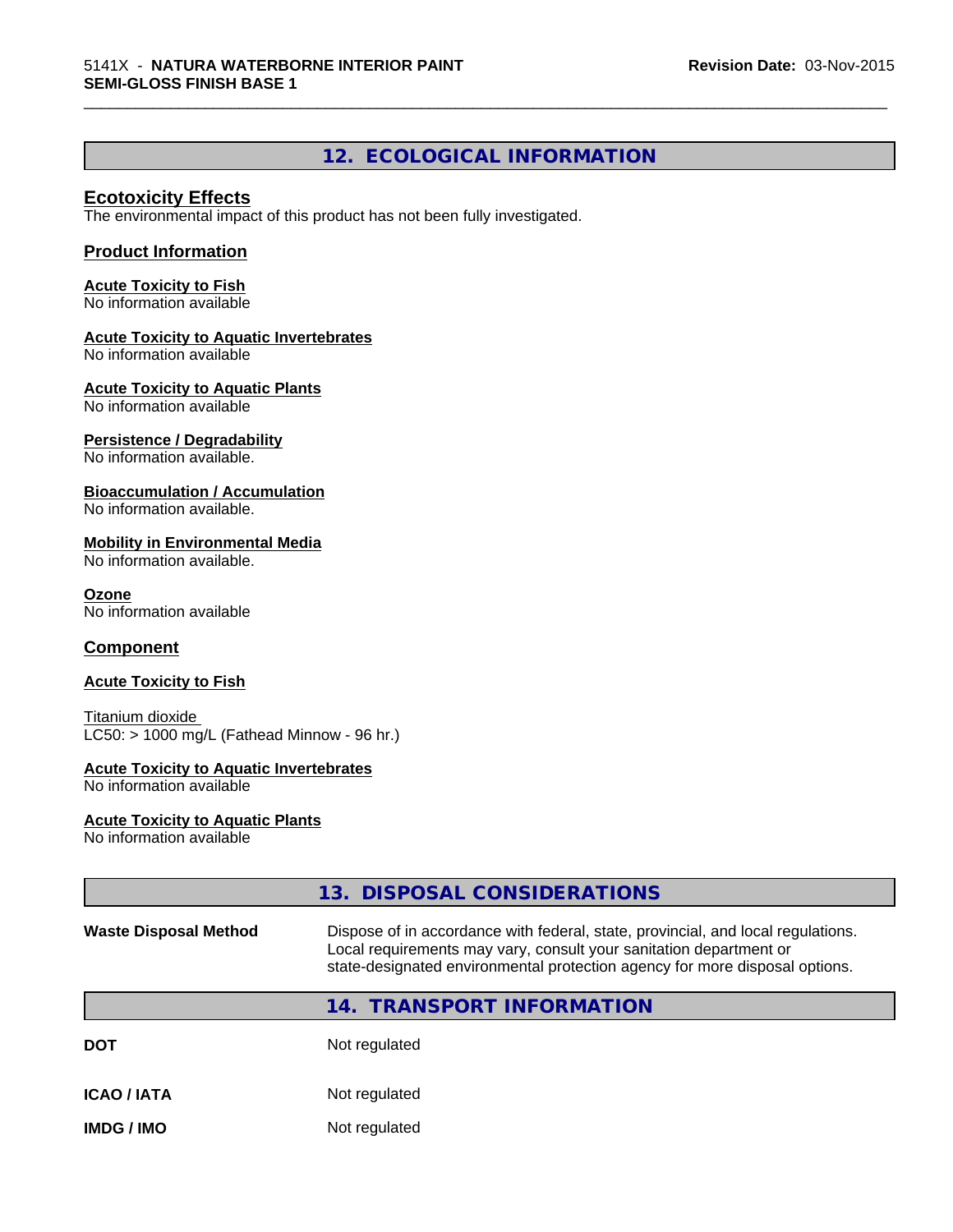## 12. ECOLOGICAL INFORMATION

### Ecotoxicity Effects

The environmental impact of this product has not been fully investigated.

### Product Information

**Acute Toxicity to Fish**
No information available

**Acute Toxicity to Aquatic Invertebrates**
No information available

**Acute Toxicity to Aquatic Plants**
No information available

**Persistence / Degradability**
No information available.

**Bioaccumulation / Accumulation**
No information available.

**Mobility in Environmental Media**
No information available.

**Ozone**
No information available

### Component

**Acute Toxicity to Fish**

Titanium dioxide
LC50: > 1000 mg/L (Fathead Minnow - 96 hr.)

**Acute Toxicity to Aquatic Invertebrates**
No information available

**Acute Toxicity to Aquatic Plants**
No information available

## 13. DISPOSAL CONSIDERATIONS

| | |
|---|---|
| **Waste Disposal Method** | Dispose of in accordance with federal, state, provincial, and local regulations. Local requirements may vary, consult your sanitation department or state-designated environmental protection agency for more disposal options. |

## 14. TRANSPORT INFORMATION

| | |
|---|---|
| **DOT** | Not regulated |
| **ICAO / IATA** | Not regulated |
| **IMDG / IMO** | Not regulated |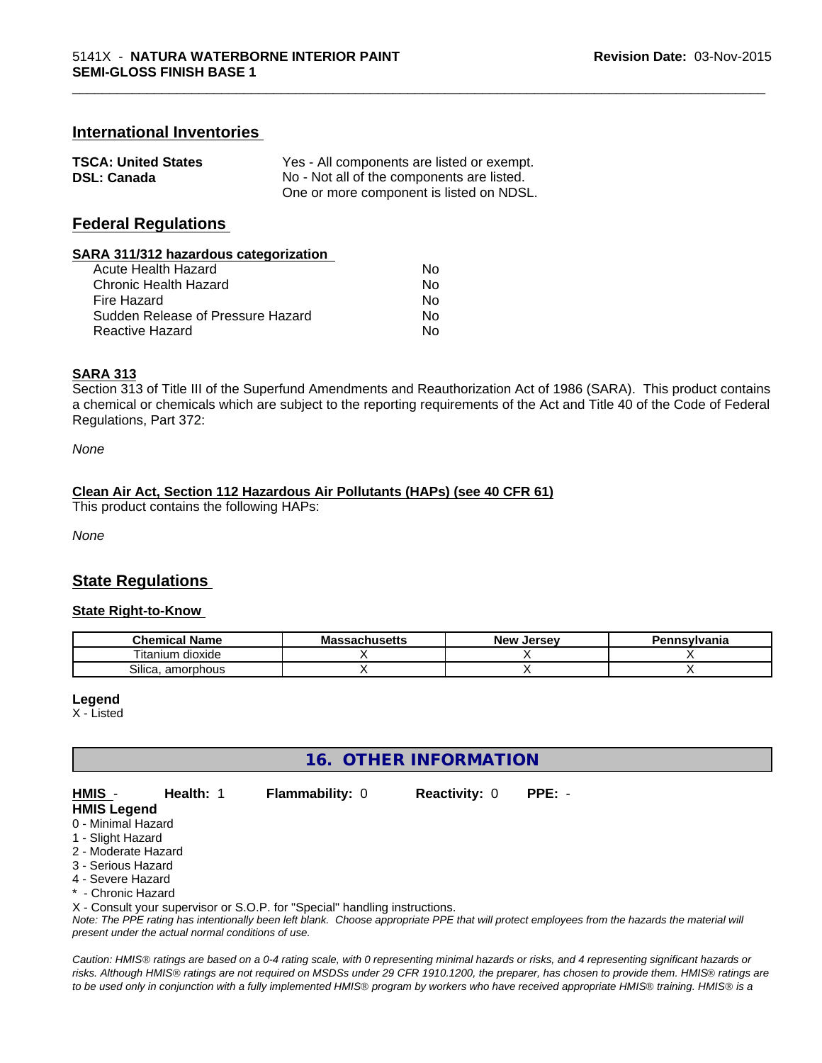## International Inventories

| | |
|---|---|
| **TSCA: United States** | Yes - All components are listed or exempt. |
| **DSL: Canada** | No - Not all of the components are listed. One or more component is listed on NDSL. |

## Federal Regulations

### SARA 311/312 hazardous categorization

| | |
|---|---|
| Acute Health Hazard | No |
| Chronic Health Hazard | No |
| Fire Hazard | No |
| Sudden Release of Pressure Hazard | No |
| Reactive Hazard | No |

### SARA 313

Section 313 of Title III of the Superfund Amendments and Reauthorization Act of 1986 (SARA). This product contains a chemical or chemicals which are subject to the reporting requirements of the Act and Title 40 of the Code of Federal Regulations, Part 372:

*None*

### Clean Air Act, Section 112 Hazardous Air Pollutants (HAPs) (see 40 CFR 61)

This product contains the following HAPs:

*None*

## State Regulations

### State Right-to-Know

| Chemical Name | Massachusetts | New Jersey | Pennsylvania |
|---|---|---|---|
| Titanium dioxide | X | X | X |
| Silica, amorphous | X | X | X |

**Legend**

X - Listed

## 16. OTHER INFORMATION

**HMIS** - **Health:** 1 **Flammability:** 0 **Reactivity:** 0 **PPE:** -

**HMIS Legend**

0 - Minimal Hazard
1 - Slight Hazard
2 - Moderate Hazard
3 - Serious Hazard
4 - Severe Hazard
* - Chronic Hazard
X - Consult your supervisor or S.O.P. for "Special" handling instructions.

*Note: The PPE rating has intentionally been left blank. Choose appropriate PPE that will protect employees from the hazards the material will present under the actual normal conditions of use.*

*Caution: HMIS® ratings are based on a 0-4 rating scale, with 0 representing minimal hazards or risks, and 4 representing significant hazards or risks. Although HMIS® ratings are not required on MSDSs under 29 CFR 1910.1200, the preparer, has chosen to provide them. HMIS® ratings are to be used only in conjunction with a fully implemented HMIS® program by workers who have received appropriate HMIS® training. HMIS® is a*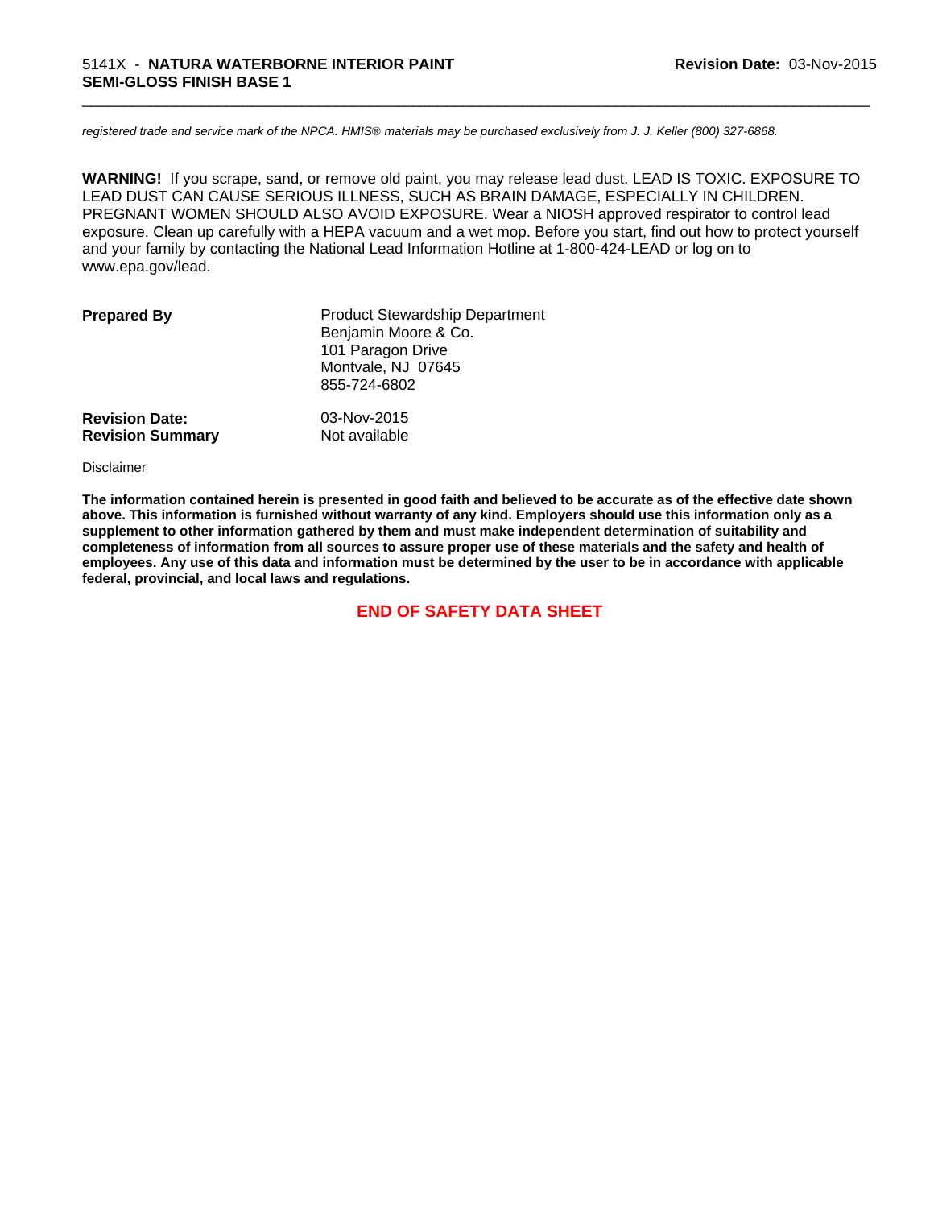*registered trade and service mark of the NPCA. HMIS® materials may be purchased exclusively from J. J. Keller (800) 327-6868.*

**WARNING!** If you scrape, sand, or remove old paint, you may release lead dust. LEAD IS TOXIC. EXPOSURE TO LEAD DUST CAN CAUSE SERIOUS ILLNESS, SUCH AS BRAIN DAMAGE, ESPECIALLY IN CHILDREN. PREGNANT WOMEN SHOULD ALSO AVOID EXPOSURE. Wear a NIOSH approved respirator to control lead exposure. Clean up carefully with a HEPA vacuum and a wet mop. Before you start, find out how to protect yourself and your family by contacting the National Lead Information Hotline at 1-800-424-LEAD or log on to www.epa.gov/lead.

| | |
|---|---|
| **Prepared By** | Product Stewardship Department<br>Benjamin Moore & Co.<br>101 Paragon Drive<br>Montvale, NJ 07645<br>855-724-6802 |
| **Revision Date:** | 03-Nov-2015 |
| **Revision Summary** | Not available |

Disclaimer

**The information contained herein is presented in good faith and believed to be accurate as of the effective date shown above. This information is furnished without warranty of any kind. Employers should use this information only as a supplement to other information gathered by them and must make independent determination of suitability and completeness of information from all sources to assure proper use of these materials and the safety and health of employees. Any use of this data and information must be determined by the user to be in accordance with applicable federal, provincial, and local laws and regulations.**

**END OF SAFETY DATA SHEET**